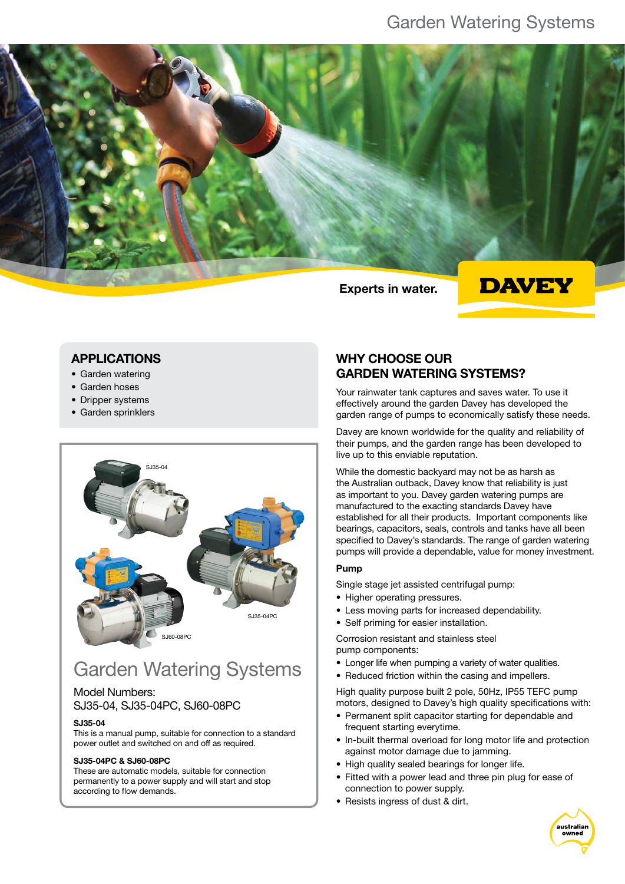# Garden Watering Systems

Experts in water.

DAVEY

## APPLICATIONS

- Garden watering
- Garden hoses
- Dripper systems
- Garden sprinklers

SJ35-04

SJ35-04PC

SJ60-08PC

## Garden Watering Systems

Model Numbers:
SJ35-04, SJ35-04PC, SJ60-08PC

**SJ35-04**

This is a manual pump, suitable for connection to a standard power outlet and switched on and off as required.

**SJ35-04PC & SJ60-08PC**

These are automatic models, suitable for connection permanently to a power supply and will start and stop according to flow demands.

## WHY CHOOSE OUR GARDEN WATERING SYSTEMS?

Your rainwater tank captures and saves water. To use it effectively around the garden Davey has developed the garden range of pumps to economically satisfy these needs.

Davey are known worldwide for the quality and reliability of their pumps, and the garden range has been developed to live up to this enviable reputation.

While the domestic backyard may not be as harsh as the Australian outback, Davey know that reliability is just as important to you. Davey garden watering pumps are manufactured to the exacting standards Davey have established for all their products. Important components like bearings, capacitors, seals, controls and tanks have all been specified to Davey's standards. The range of garden watering pumps will provide a dependable, value for money investment.

**Pump**

Single stage jet assisted centrifugal pump:

- Higher operating pressures.
- Less moving parts for increased dependability.
- Self priming for easier installation.

Corrosion resistant and stainless steel pump components:

- Longer life when pumping a variety of water qualities.
- Reduced friction within the casing and impellers.

High quality purpose built 2 pole, 50Hz, IP55 TEFC pump motors, designed to Davey's high quality specifications with:

- Permanent split capacitor starting for dependable and frequent starting everytime.
- In-built thermal overload for long motor life and protection against motor damage due to jamming.
- High quality sealed bearings for longer life.
- Fitted with a power lead and three pin plug for ease of connection to power supply.
- Resists ingress of dust & dirt.

australian owned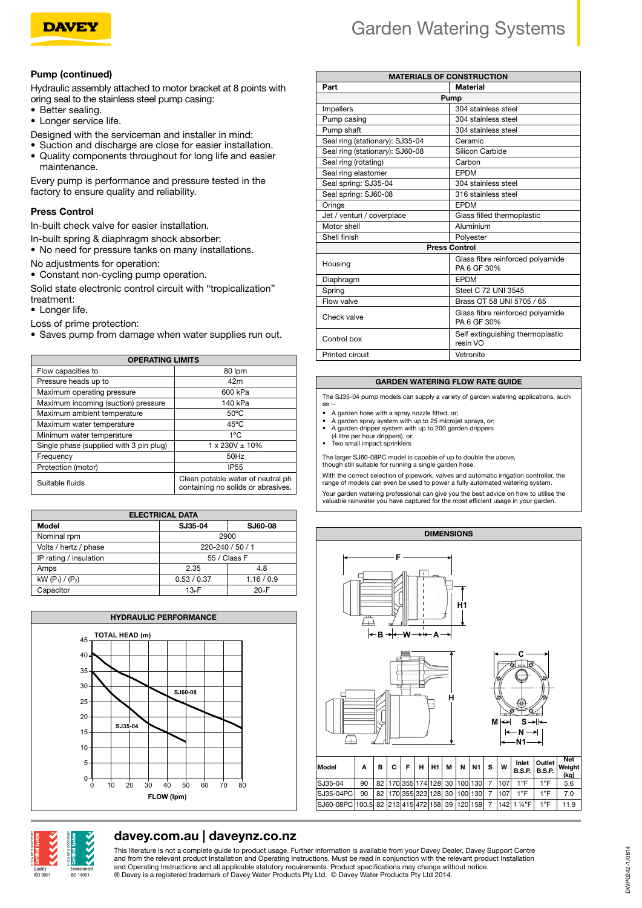## Pump (continued)

Hydraulic assembly attached to motor bracket at 8 points with oring seal to the stainless steel pump casing:

- Better sealing.
- Longer service life.

Designed with the serviceman and installer in mind:

- Suction and discharge are close for easier installation.
- Quality components throughout for long life and easier maintenance.

Every pump is performance and pressure tested in the factory to ensure quality and reliability.

## Press Control

In-built check valve for easier installation.

In-built spring & diaphragm shock absorber:

- No need for pressure tanks on many installations.

No adjustments for operation:

- Constant non-cycling pump operation.

Solid state electronic control circuit with "tropicalization" treatment:

- Longer life.

Loss of prime protection:

- Saves pump from damage when water supplies run out.

| OPERATING LIMITS | |
|---|---|
| Flow capacities to | 80 lpm |
| Pressure heads up to | 42m |
| Maximum operating pressure | 600 kPa |
| Maximum incoming (suction) pressure | 140 kPa |
| Maximum ambient temperature | 50ºC |
| Maximum water temperature | 45ºC |
| Minimum water temperature | 1ºC |
| Single phase (supplied with 3 pin plug) | 1 x 230V ± 10% |
| Frequency | 50Hz |
| Protection (motor) | IP55 |
| Suitable fluids | Clean potable water of neutral ph containing no solids or abrasives. |

| ELECTRICAL DATA | | |
|---|---|---|
| **Model** | **SJ35-04** | **SJ60-08** |
| Nominal rpm | 2900 | |
| Volts / hertz / phase | 220-240 / 50 / 1 | |
| IP rating / insulation | 55 / Class F | |
| Amps | 2.35 | 4.8 |
| kW ($P_1$) / ($P_2$) | 0.53 / 0.37 | 1.16 / 0.9 |
| Capacitor | 13μF | 20μF |

### HYDRAULIC PERFORMANCE

TOTAL HEAD (m)

45
40
35
30
25
20
15
10
5
0

0 10 20 30 40 50 60 70 80

FLOW (lpm)

SJ60-08

SJ35-04

| MATERIALS OF CONSTRUCTION | |
|---|---|
| **Part** | **Material** |
| **Pump** | |
| Impellers | 304 stainless steel |
| Pump casing | 304 stainless steel |
| Pump shaft | 304 stainless steel |
| Seal ring (stationary): SJ35-04 | Ceramic |
| Seal ring (stationary): SJ60-08 | Silicon Carbide |
| Seal ring (rotating) | Carbon |
| Seal ring elastomer | EPDM |
| Seal spring: SJ35-04 | 304 stainless steel |
| Seal spring: SJ60-08 | 316 stainless steel |
| Orings | EPDM |
| Jet / venturi / coverplace | Glass filled thermoplastic |
| Motor shell | Aluminium |
| Shell finish | Polyester |
| **Press Control** | |
| Housing | Glass fibre reinforced polyamide PA 6 GF 30% |
| Diaphragm | EPDM |
| Spring | Steel C 72 UNI 3545 |
| Flow valve | Brass OT 58 UNI 5705 / 65 |
| Check valve | Glass fibre reinforced polyamide PA 6 GF 30% |
| Control box | Self extinguishing thermoplastic resin VO |
| Printed circuit | Vetronite |

### GARDEN WATERING FLOW RATE GUIDE

The SJ35-04 pump models can supply a variety of garden watering applications, such as :-

- A garden hose with a spray nozzle fitted, or;
- A garden spray system with up to 25 microjet sprays, or;
- A garden dripper system with up to 200 garden drippers (4 litre per hour drippers), or;
- Two small impact sprinklers

The larger SJ60-08PC model is capable of up to double the above, though still suitable for running a single garden hose.

With the correct selection of pipework, valves and automatic irrigation controller, the range of models can even be used to power a fully automated watering system.

Your garden watering professional can give you the best advice on how to utilise the valuable rainwater you have captured for the most efficient usage in your garden.

### DIMENSIONS

F

H1

B W A

C

H

M S

N

N1

| Model | A | B | C | F | H | H1 | M | N | N1 | S | W | Inlet B.S.P. | Outlet B.S.P. | Net Weight (kg) |
|---|---|---|---|---|---|---|---|---|---|---|---|---|---|---|
| SJ35-04 | 90 | 82 | 170 | 355 | 174 | 128 | 30 | 100 | 130 | 7 | 107 | 1"F | 1"F | 5.6 |
| SJ35-04PC | 90 | 82 | 170 | 355 | 323 | 128 | 30 | 100 | 130 | 7 | 107 | 1"F | 1"F | 7.0 |
| SJ60-08PC | 100.5 | 82 | 213 | 415 | 472 | 158 | 39 | 120 | 158 | 7 | 142 | 1 ¼"F | 1"F | 11.9 |

**davey.com.au | daveynz.co.nz**

This literature is not a complete guide to product usage. Further information is available from your Davey Dealer, Davey Support Centre and from the relevant product Installation and Operating Instructions. Must be read in conjunction with the relevant product Installation and Operating Instructions and all applicable statutory requirements. Product specifications may change without notice.
® Davey is a registered trademark of Davey Water Products Pty Ltd. © Davey Water Products Pty Ltd 2014.

Quality ISO 9001 Environment ISO 14001

DWP0242-1/0814